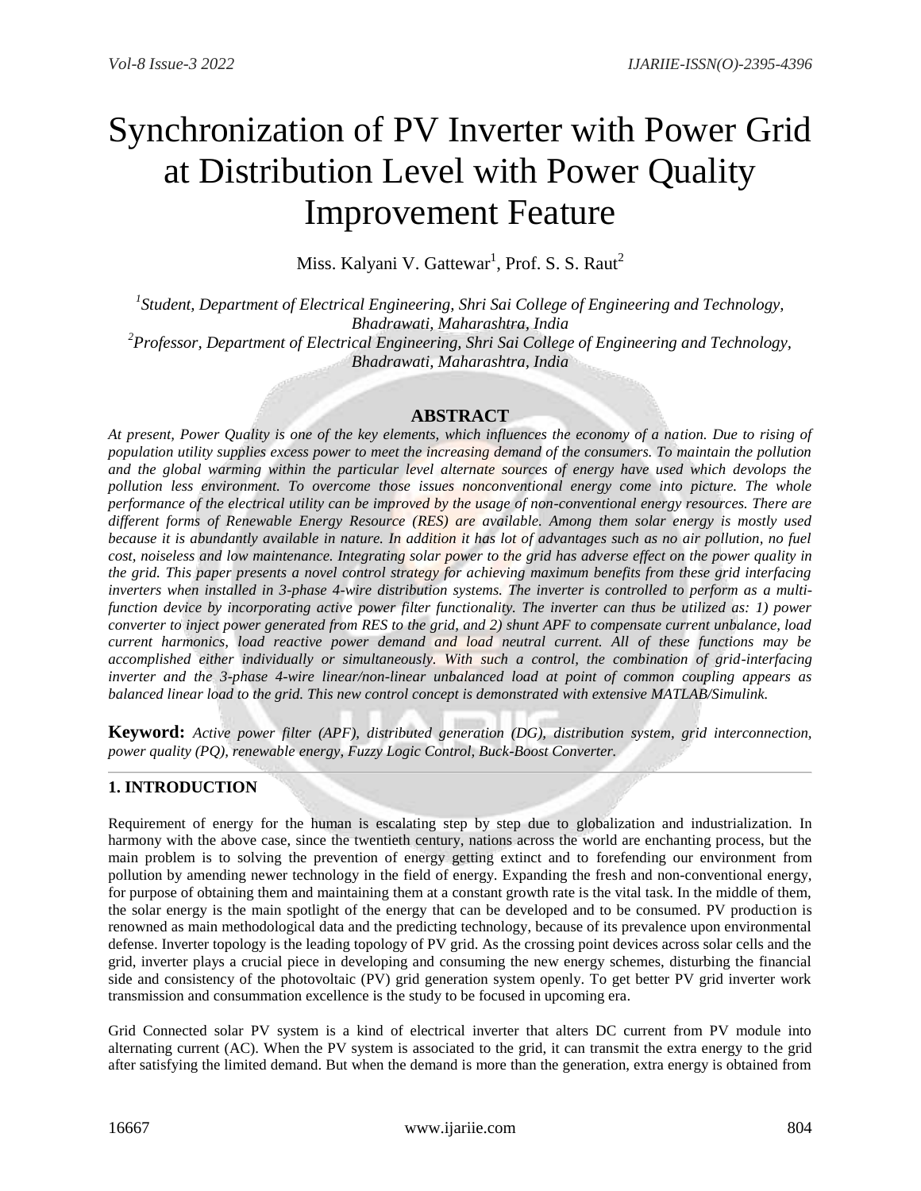# Synchronization of PV Inverter with Power Grid at Distribution Level with Power Quality Improvement Feature

Miss. Kalyani V. Gattewar[1], Prof. S. S. Raut[2]

[1]*Student, Department of Electrical Engineering, Shri Sai College of Engineering and Technology, Bhadrawati, Maharashtra, India*

[2]*Professor, Department of Electrical Engineering, Shri Sai College of Engineering and Technology, Bhadrawati, Maharashtra, India*

## ABSTRACT

*At present, Power Quality is one of the key elements, which influences the economy of a nation. Due to rising of population utility supplies excess power to meet the increasing demand of the consumers. To maintain the pollution and the global warming within the particular level alternate sources of energy have used which devolops the pollution less environment. To overcome those issues nonconventional energy come into picture. The whole performance of the electrical utility can be improved by the usage of non-conventional energy resources. There are different forms of Renewable Energy Resource (RES) are available. Among them solar energy is mostly used because it is abundantly available in nature. In addition it has lot of advantages such as no air pollution, no fuel cost, noiseless and low maintenance. Integrating solar power to the grid has adverse effect on the power quality in the grid. This paper presents a novel control strategy for achieving maximum benefits from these grid interfacing inverters when installed in 3-phase 4-wire distribution systems. The inverter is controlled to perform as a multi-function device by incorporating active power filter functionality. The inverter can thus be utilized as: 1) power converter to inject power generated from RES to the grid, and 2) shunt APF to compensate current unbalance, load current harmonics, load reactive power demand and load neutral current. All of these functions may be accomplished either individually or simultaneously. With such a control, the combination of grid-interfacing inverter and the 3-phase 4-wire linear/non-linear unbalanced load at point of common coupling appears as balanced linear load to the grid. This new control concept is demonstrated with extensive MATLAB/Simulink.*

**Keyword:** *Active power filter (APF), distributed generation (DG), distribution system, grid interconnection, power quality (PQ), renewable energy, Fuzzy Logic Control, Buck-Boost Converter.*

---

## 1. INTRODUCTION

Requirement of energy for the human is escalating step by step due to globalization and industrialization. In harmony with the above case, since the twentieth century, nations across the world are enchanting process, but the main problem is to solving the prevention of energy getting extinct and to forefending our environment from pollution by amending newer technology in the field of energy. Expanding the fresh and non-conventional energy, for purpose of obtaining them and maintaining them at a constant growth rate is the vital task. In the middle of them, the solar energy is the main spotlight of the energy that can be developed and to be consumed. PV production is renowned as main methodological data and the predicting technology, because of its prevalence upon environmental defense. Inverter topology is the leading topology of PV grid. As the crossing point devices across solar cells and the grid, inverter plays a crucial piece in developing and consuming the new energy schemes, disturbing the financial side and consistency of the photovoltaic (PV) grid generation system openly. To get better PV grid inverter work transmission and consummation excellence is the study to be focused in upcoming era.

Grid Connected solar PV system is a kind of electrical inverter that alters DC current from PV module into alternating current (AC). When the PV system is associated to the grid, it can transmit the extra energy to the grid after satisfying the limited demand. But when the demand is more than the generation, extra energy is obtained from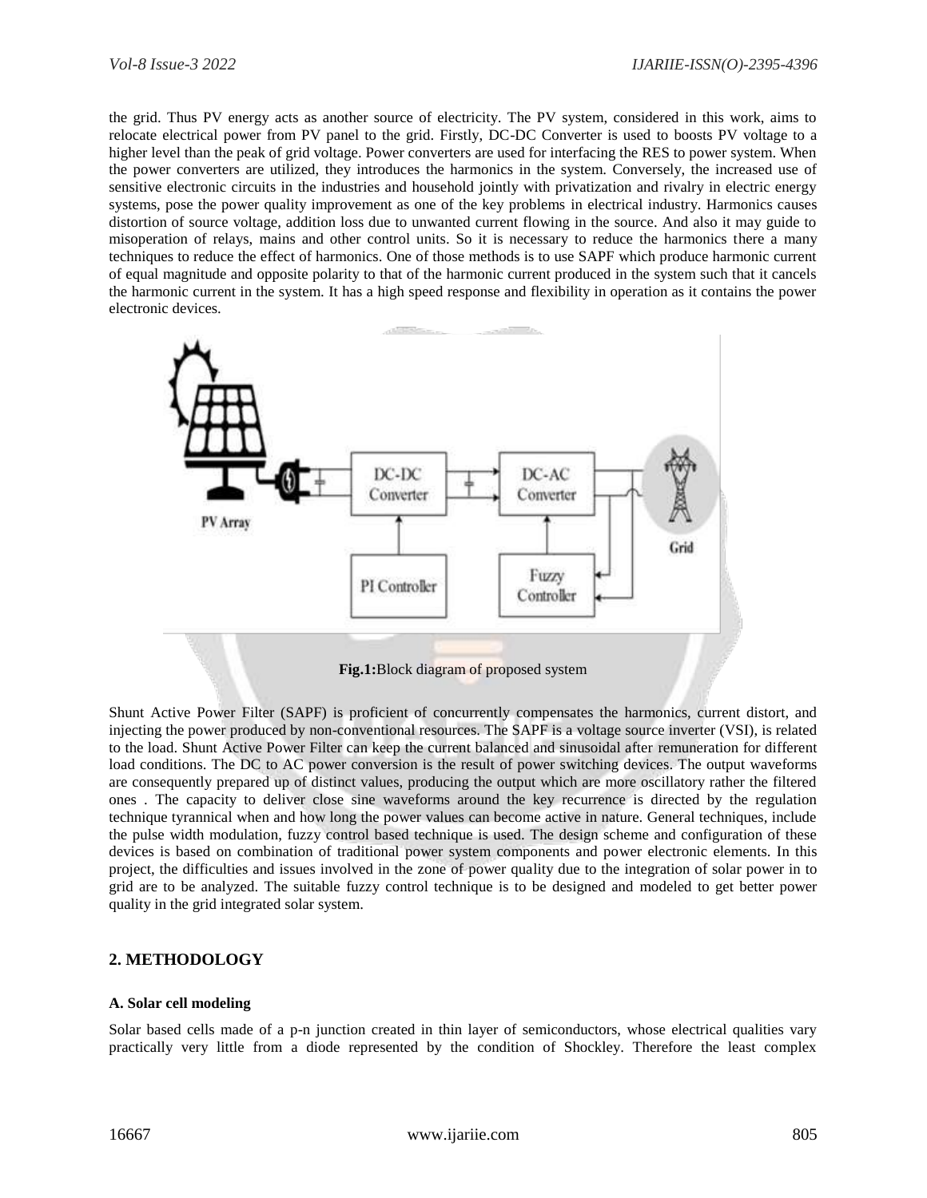the grid. Thus PV energy acts as another source of electricity. The PV system, considered in this work, aims to relocate electrical power from PV panel to the grid. Firstly, DC-DC Converter is used to boosts PV voltage to a higher level than the peak of grid voltage. Power converters are used for interfacing the RES to power system. When the power converters are utilized, they introduces the harmonics in the system. Conversely, the increased use of sensitive electronic circuits in the industries and household jointly with privatization and rivalry in electric energy systems, pose the power quality improvement as one of the key problems in electrical industry. Harmonics causes distortion of source voltage, addition loss due to unwanted current flowing in the source. And also it may guide to misoperation of relays, mains and other control units. So it is necessary to reduce the harmonics there a many techniques to reduce the effect of harmonics. One of those methods is to use SAPF which produce harmonic current of equal magnitude and opposite polarity to that of the harmonic current produced in the system such that it cancels the harmonic current in the system. It has a high speed response and flexibility in operation as it contains the power electronic devices.

**Fig.1:**Block diagram of proposed system

Shunt Active Power Filter (SAPF) is proficient of concurrently compensates the harmonics, current distort, and injecting the power produced by non-conventional resources. The SAPF is a voltage source inverter (VSI), is related to the load. Shunt Active Power Filter can keep the current balanced and sinusoidal after remuneration for different load conditions. The DC to AC power conversion is the result of power switching devices. The output waveforms are consequently prepared up of distinct values, producing the output which are more oscillatory rather the filtered ones . The capacity to deliver close sine waveforms around the key recurrence is directed by the regulation technique tyrannical when and how long the power values can become active in nature. General techniques, include the pulse width modulation, fuzzy control based technique is used. The design scheme and configuration of these devices is based on combination of traditional power system components and power electronic elements. In this project, the difficulties and issues involved in the zone of power quality due to the integration of solar power in to grid are to be analyzed. The suitable fuzzy control technique is to be designed and modeled to get better power quality in the grid integrated solar system.

## 2. METHODOLOGY

### A. Solar cell modeling

Solar based cells made of a p-n junction created in thin layer of semiconductors, whose electrical qualities vary practically very little from a diode represented by the condition of Shockley. Therefore the least complex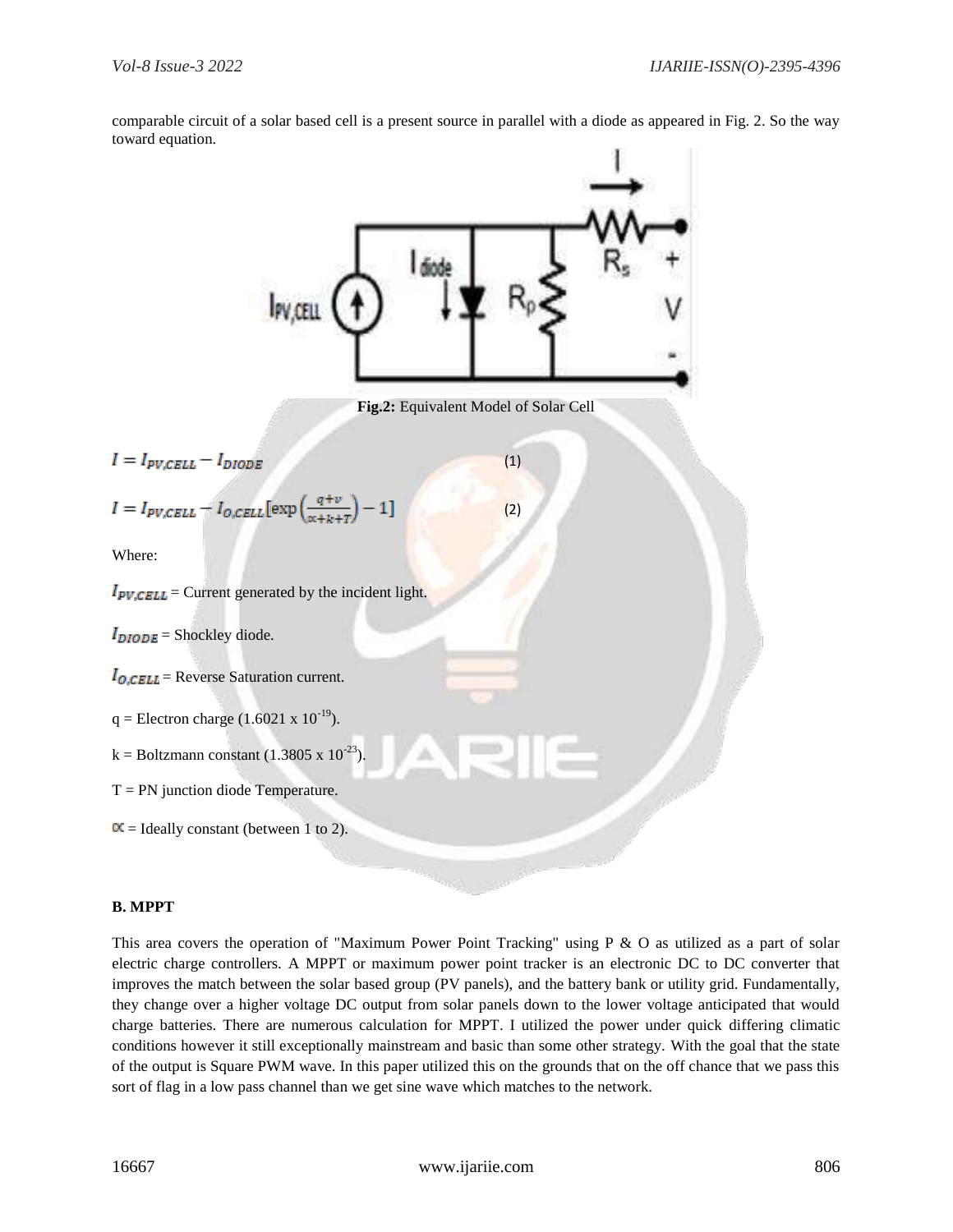comparable circuit of a solar based cell is a present source in parallel with a diode as appeared in Fig. 2. So the way toward equation.

**Fig.2:** Equivalent Model of Solar Cell

$$I = I_{PV,CELL} - I_{DIODE} \quad (1)$$

$$I = I_{PV,CELL} - I_{O,CELL}\left[\exp\left(\frac{q+v}{\propto+k+T}\right) - 1\right] \quad (2)$$

Where:

$I_{PV,CELL}$ = Current generated by the incident light.

$I_{DIODE}$ = Shockley diode.

$I_{O,CELL}$ = Reverse Saturation current.

q = Electron charge ($1.6021 \times 10^{-19}$).

k = Boltzmann constant ($1.3805 \times 10^{-23}$).

T = PN junction diode Temperature.

$\propto$ = Ideally constant (between 1 to 2).

### B. MPPT

This area covers the operation of "Maximum Power Point Tracking" using P & O as utilized as a part of solar electric charge controllers. A MPPT or maximum power point tracker is an electronic DC to DC converter that improves the match between the solar based group (PV panels), and the battery bank or utility grid. Fundamentally, they change over a higher voltage DC output from solar panels down to the lower voltage anticipated that would charge batteries. There are numerous calculation for MPPT. I utilized the power under quick differing climatic conditions however it still exceptionally mainstream and basic than some other strategy. With the goal that the state of the output is Square PWM wave. In this paper utilized this on the grounds that on the off chance that we pass this sort of flag in a low pass channel than we get sine wave which matches to the network.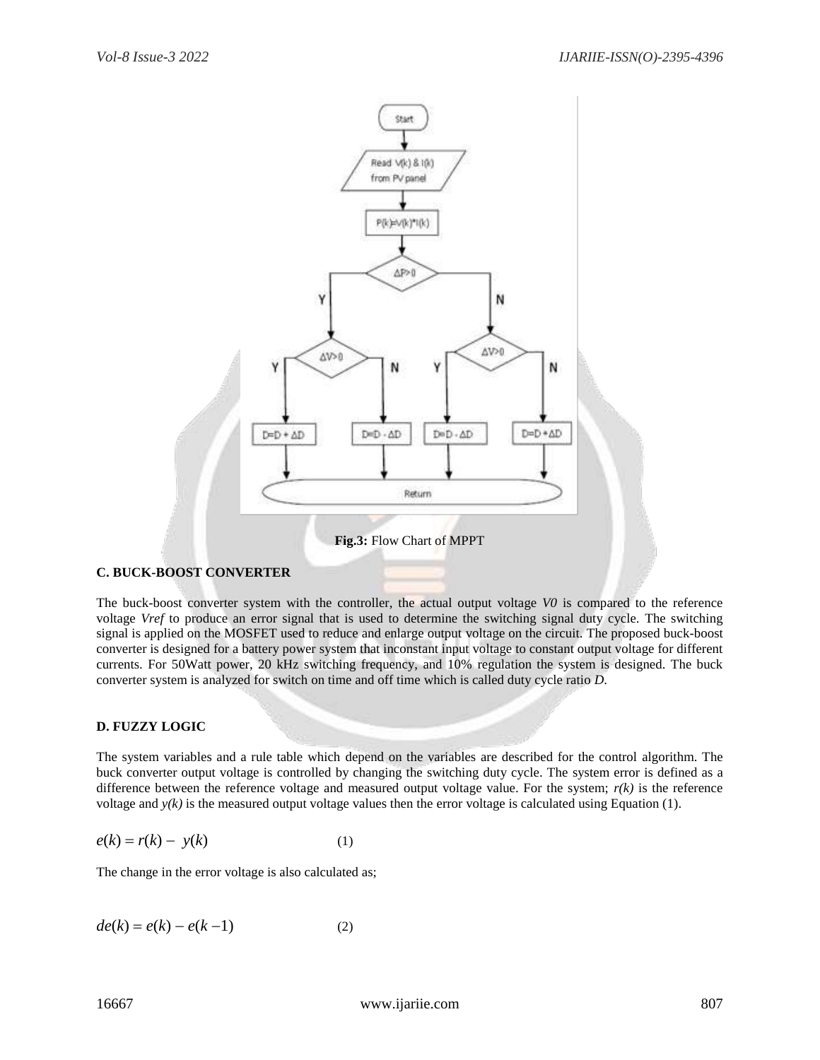Fig.3: Flow Chart of MPPT

### C. BUCK-BOOST CONVERTER

The buck-boost converter system with the controller, the actual output voltage *V0* is compared to the reference voltage *Vref* to produce an error signal that is used to determine the switching signal duty cycle. The switching signal is applied on the MOSFET used to reduce and enlarge output voltage on the circuit. The proposed buck-boost converter is designed for a battery power system that inconstant input voltage to constant output voltage for different currents. For 50Watt power, 20 kHz switching frequency, and 10% regulation the system is designed. The buck converter system is analyzed for switch on time and off time which is called duty cycle ratio *D*.

### D. FUZZY LOGIC

The system variables and a rule table which depend on the variables are described for the control algorithm. The buck converter output voltage is controlled by changing the switching duty cycle. The system error is defined as a difference between the reference voltage and measured output voltage value. For the system; $r(k)$ is the reference voltage and $y(k)$ is the measured output voltage values then the error voltage is calculated using Equation (1).

$$e(k) = r(k) - y(k) \qquad (1)$$

The change in the error voltage is also calculated as;

$$de(k) = e(k) - e(k-1) \qquad (2)$$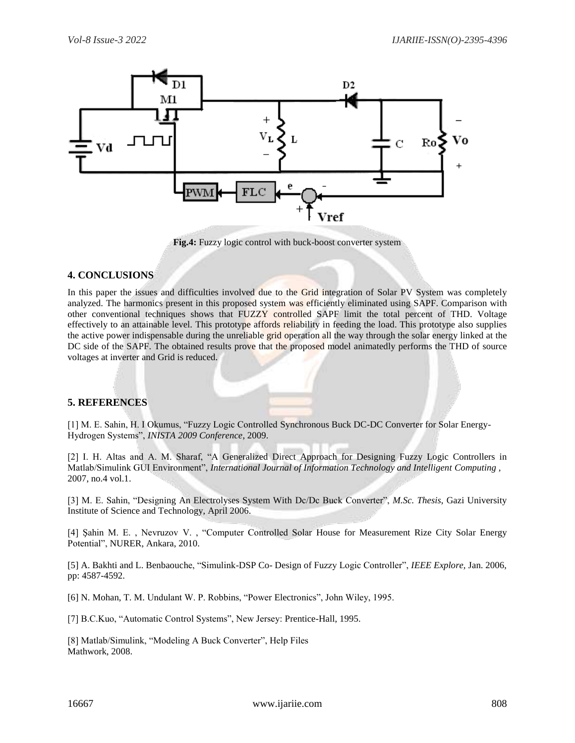Fig.4: Fuzzy logic control with buck-boost converter system

## 4. CONCLUSIONS

In this paper the issues and difficulties involved due to the Grid integration of Solar PV System was completely analyzed. The harmonics present in this proposed system was efficiently eliminated using SAPF. Comparison with other conventional techniques shows that FUZZY controlled SAPF limit the total percent of THD. Voltage effectively to an attainable level. This prototype affords reliability in feeding the load. This prototype also supplies the active power indispensable during the unreliable grid operation all the way through the solar energy linked at the DC side of the SAPF. The obtained results prove that the proposed model animatedly performs the THD of source voltages at inverter and Grid is reduced.

## 5. REFERENCES

[1] M. E. Sahin, H. I Okumus, "Fuzzy Logic Controlled Synchronous Buck DC-DC Converter for Solar Energy-Hydrogen Systems", *INISTA 2009 Conference*, 2009.

[2] I. H. Altas and A. M. Sharaf, "A Generalized Direct Approach for Designing Fuzzy Logic Controllers in Matlab/Simulink GUI Environment", *International Journal of Information Technology and Intelligent Computing* , 2007, no.4 vol.1.

[3] M. E. Sahin, "Designing An Electrolyses System With Dc/Dc Buck Converter", *M.Sc. Thesis*, Gazi University Institute of Science and Technology, April 2006.

[4] Şahin M. E. , Nevruzov V. , "Computer Controlled Solar House for Measurement Rize City Solar Energy Potential", NURER, Ankara, 2010.

[5] A. Bakhti and L. Benbaouche, "Simulink-DSP Co- Design of Fuzzy Logic Controller", *IEEE Explore*, Jan. 2006, pp: 4587-4592.

[6] N. Mohan, T. M. Undulant W. P. Robbins, "Power Electronics", John Wiley, 1995.

[7] B.C.Kuo, "Automatic Control Systems", New Jersey: Prentice-Hall, 1995.

[8] Matlab/Simulink, "Modeling A Buck Converter", Help Files Mathwork, 2008.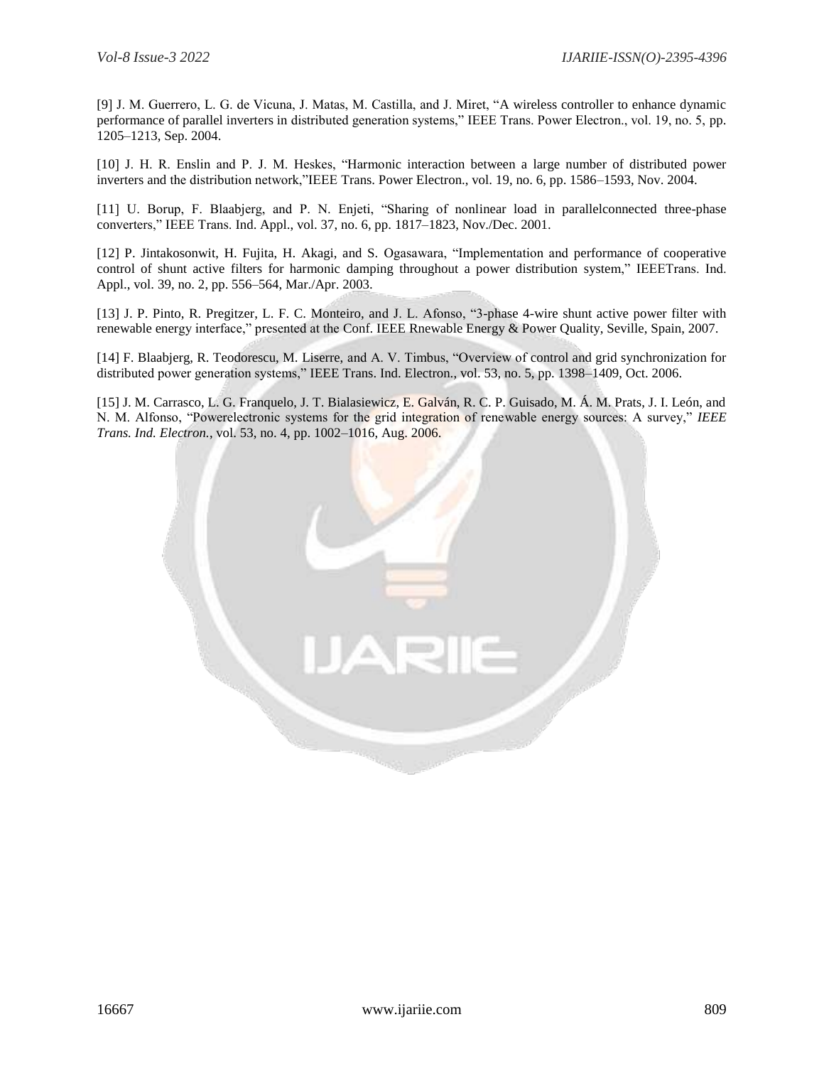[9] J. M. Guerrero, L. G. de Vicuna, J. Matas, M. Castilla, and J. Miret, "A wireless controller to enhance dynamic performance of parallel inverters in distributed generation systems," IEEE Trans. Power Electron., vol. 19, no. 5, pp. 1205–1213, Sep. 2004.

[10] J. H. R. Enslin and P. J. M. Heskes, "Harmonic interaction between a large number of distributed power inverters and the distribution network,"IEEE Trans. Power Electron., vol. 19, no. 6, pp. 1586–1593, Nov. 2004.

[11] U. Borup, F. Blaabjerg, and P. N. Enjeti, "Sharing of nonlinear load in parallelconnected three-phase converters," IEEE Trans. Ind. Appl., vol. 37, no. 6, pp. 1817–1823, Nov./Dec. 2001.

[12] P. Jintakosonwit, H. Fujita, H. Akagi, and S. Ogasawara, "Implementation and performance of cooperative control of shunt active filters for harmonic damping throughout a power distribution system," IEEETrans. Ind. Appl., vol. 39, no. 2, pp. 556–564, Mar./Apr. 2003.

[13] J. P. Pinto, R. Pregitzer, L. F. C. Monteiro, and J. L. Afonso, "3-phase 4-wire shunt active power filter with renewable energy interface," presented at the Conf. IEEE Rnewable Energy & Power Quality, Seville, Spain, 2007.

[14] F. Blaabjerg, R. Teodorescu, M. Liserre, and A. V. Timbus, "Overview of control and grid synchronization for distributed power generation systems," IEEE Trans. Ind. Electron., vol. 53, no. 5, pp. 1398–1409, Oct. 2006.

[15] J. M. Carrasco, L. G. Franquelo, J. T. Bialasiewicz, E. Galván, R. C. P. Guisado, M. Á. M. Prats, J. I. León, and N. M. Alfonso, "Powerelectronic systems for the grid integration of renewable energy sources: A survey," *IEEE Trans. Ind. Electron.*, vol. 53, no. 4, pp. 1002–1016, Aug. 2006.